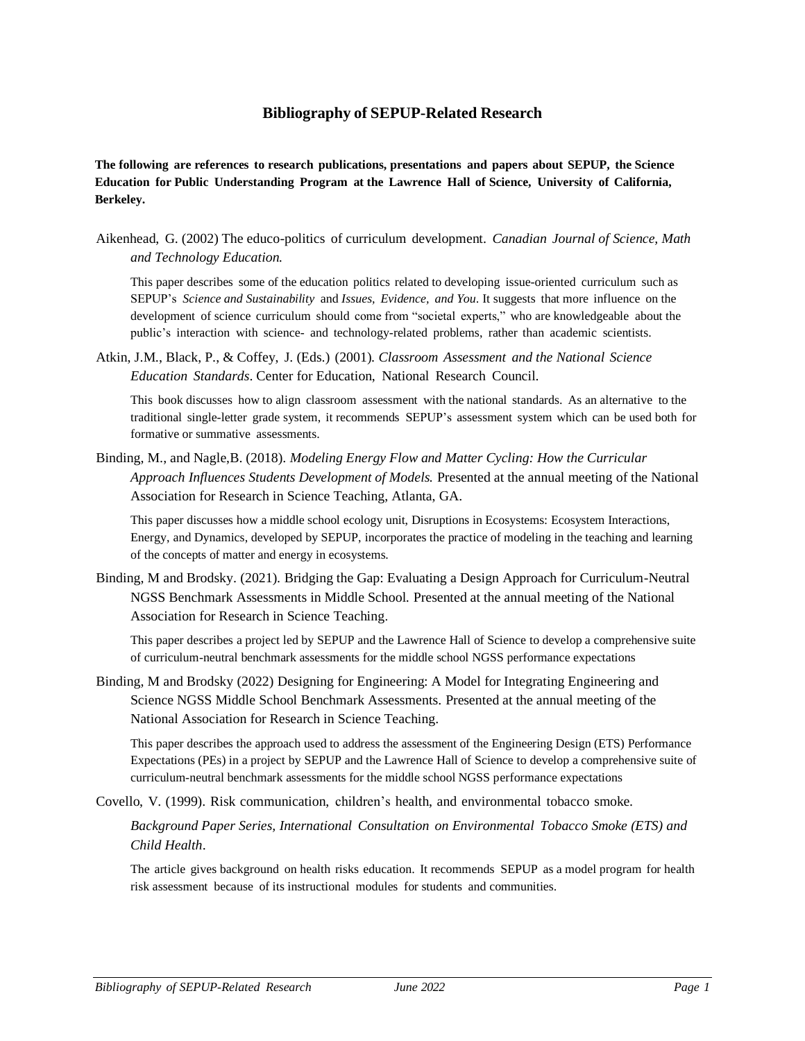# Bibliography of SEPUP-Related Research

**The following are references to research publications, presentations and papers about SEPUP, the Science Education for Public Understanding Program at the Lawrence Hall of Science, University of California, Berkeley.**

Aikenhead, G. (2002) The educo-politics of curriculum development. *Canadian Journal of Science, Math and Technology Education.*

This paper describes some of the education politics related to developing issue-oriented curriculum such as SEPUP's *Science and Sustainability* and *Issues, Evidence, and You*. It suggests that more influence on the development of science curriculum should come from "societal experts," who are knowledgeable about the public's interaction with science- and technology-related problems, rather than academic scientists.

Atkin, J.M., Black, P., & Coffey, J. (Eds.) (2001). *Classroom Assessment and the National Science Education Standards*. Center for Education, National Research Council.

This book discusses how to align classroom assessment with the national standards. As an alternative to the traditional single-letter grade system, it recommends SEPUP's assessment system which can be used both for formative or summative assessments.

Binding, M., and Nagle,B. (2018). *Modeling Energy Flow and Matter Cycling: How the Curricular Approach Influences Students Development of Models.* Presented at the annual meeting of the National Association for Research in Science Teaching, Atlanta, GA.

This paper discusses how a middle school ecology unit, Disruptions in Ecosystems: Ecosystem Interactions, Energy, and Dynamics, developed by SEPUP, incorporates the practice of modeling in the teaching and learning of the concepts of matter and energy in ecosystems.

Binding, M and Brodsky. (2021). Bridging the Gap: Evaluating a Design Approach for Curriculum-Neutral NGSS Benchmark Assessments in Middle School. Presented at the annual meeting of the National Association for Research in Science Teaching.

This paper describes a project led by SEPUP and the Lawrence Hall of Science to develop a comprehensive suite of curriculum-neutral benchmark assessments for the middle school NGSS performance expectations

Binding, M and Brodsky (2022) Designing for Engineering: A Model for Integrating Engineering and Science NGSS Middle School Benchmark Assessments. Presented at the annual meeting of the National Association for Research in Science Teaching.

This paper describes the approach used to address the assessment of the Engineering Design (ETS) Performance Expectations (PEs) in a project by SEPUP and the Lawrence Hall of Science to develop a comprehensive suite of curriculum-neutral benchmark assessments for the middle school NGSS performance expectations

Covello, V. (1999). Risk communication, children's health, and environmental tobacco smoke.

*Background Paper Series, International Consultation on Environmental Tobacco Smoke (ETS) and Child Health*.

The article gives background on health risks education. It recommends SEPUP as a model program for health risk assessment because of its instructional modules for students and communities.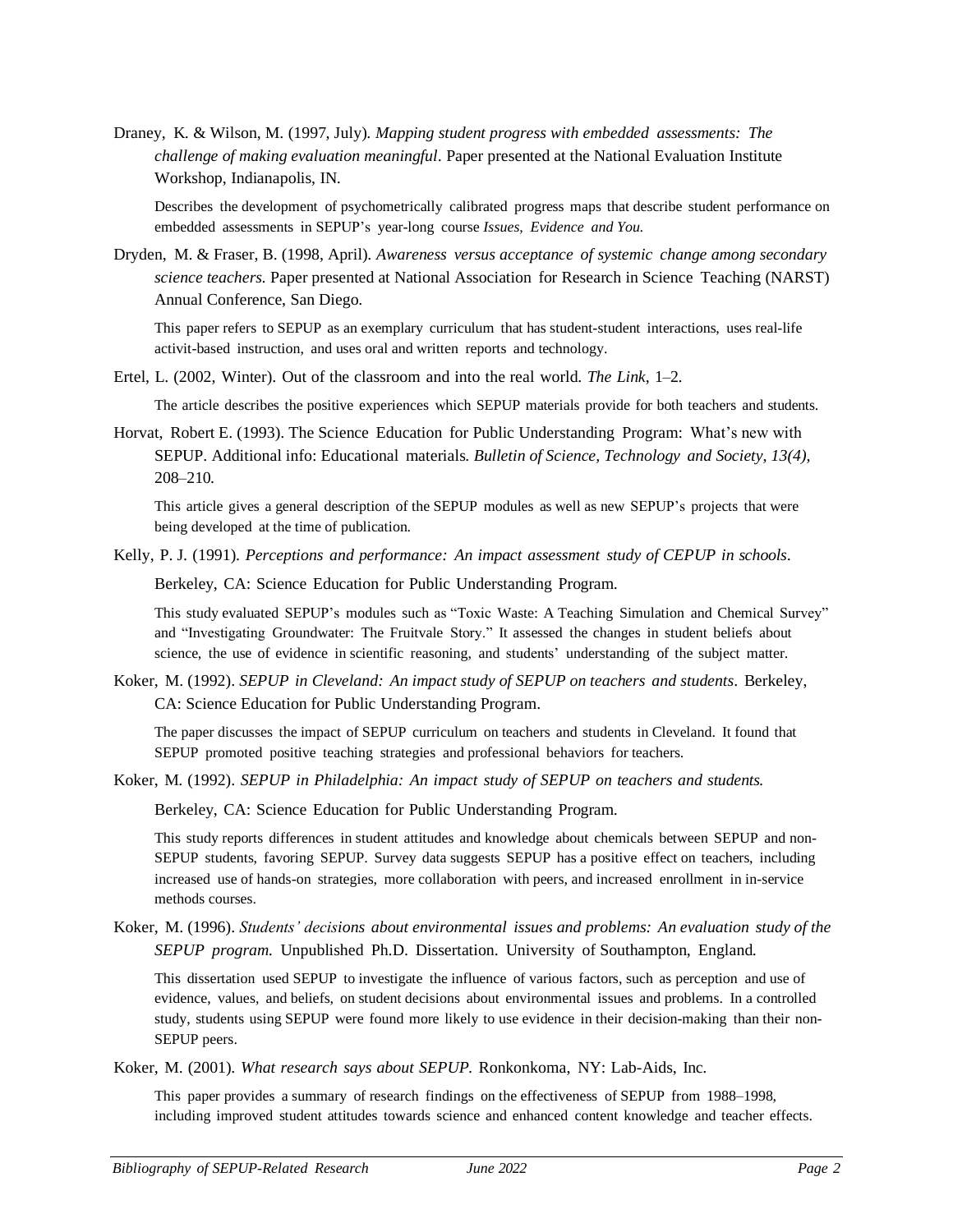Draney, K. & Wilson, M. (1997, July). *Mapping student progress with embedded assessments: The challenge of making evaluation meaningful*. Paper presented at the National Evaluation Institute Workshop, Indianapolis, IN.

Describes the development of psychometrically calibrated progress maps that describe student performance on embedded assessments in SEPUP's year-long course *Issues, Evidence and You.*

Dryden, M. & Fraser, B. (1998, April). *Awareness versus acceptance of systemic change among secondary science teachers.* Paper presented at National Association for Research in Science Teaching (NARST) Annual Conference, San Diego.

This paper refers to SEPUP as an exemplary curriculum that has student-student interactions, uses real-life activit-based instruction, and uses oral and written reports and technology.

Ertel, L. (2002, Winter). Out of the classroom and into the real world. *The Link*, 1–2.

The article describes the positive experiences which SEPUP materials provide for both teachers and students.

Horvat, Robert E. (1993). The Science Education for Public Understanding Program: What's new with SEPUP. Additional info: Educational materials. *Bulletin of Science, Technology and Society, 13(4),* 208–210.

This article gives a general description of the SEPUP modules as well as new SEPUP's projects that were being developed at the time of publication.

Kelly, P. J. (1991). *Perceptions and performance: An impact assessment study of CEPUP in schools*. Berkeley, CA: Science Education for Public Understanding Program.

This study evaluated SEPUP's modules such as "Toxic Waste: A Teaching Simulation and Chemical Survey" and "Investigating Groundwater: The Fruitvale Story." It assessed the changes in student beliefs about science, the use of evidence in scientific reasoning, and students' understanding of the subject matter.

Koker, M. (1992). *SEPUP in Cleveland: An impact study of SEPUP on teachers and students*. Berkeley, CA: Science Education for Public Understanding Program.

The paper discusses the impact of SEPUP curriculum on teachers and students in Cleveland. It found that SEPUP promoted positive teaching strategies and professional behaviors for teachers.

Koker, M. (1992). *SEPUP in Philadelphia: An impact study of SEPUP on teachers and students.* Berkeley, CA: Science Education for Public Understanding Program.

This study reports differences in student attitudes and knowledge about chemicals between SEPUP and non-SEPUP students, favoring SEPUP. Survey data suggests SEPUP has a positive effect on teachers, including increased use of hands-on strategies, more collaboration with peers, and increased enrollment in in-service methods courses.

Koker, M. (1996). *Students' decisions about environmental issues and problems: An evaluation study of the SEPUP program.* Unpublished Ph.D. Dissertation. University of Southampton, England.

This dissertation used SEPUP to investigate the influence of various factors, such as perception and use of evidence, values, and beliefs, on student decisions about environmental issues and problems. In a controlled study, students using SEPUP were found more likely to use evidence in their decision-making than their non-SEPUP peers.

Koker, M. (2001). *What research says about SEPUP.* Ronkonkoma, NY: Lab-Aids, Inc.

This paper provides a summary of research findings on the effectiveness of SEPUP from 1988–1998, including improved student attitudes towards science and enhanced content knowledge and teacher effects.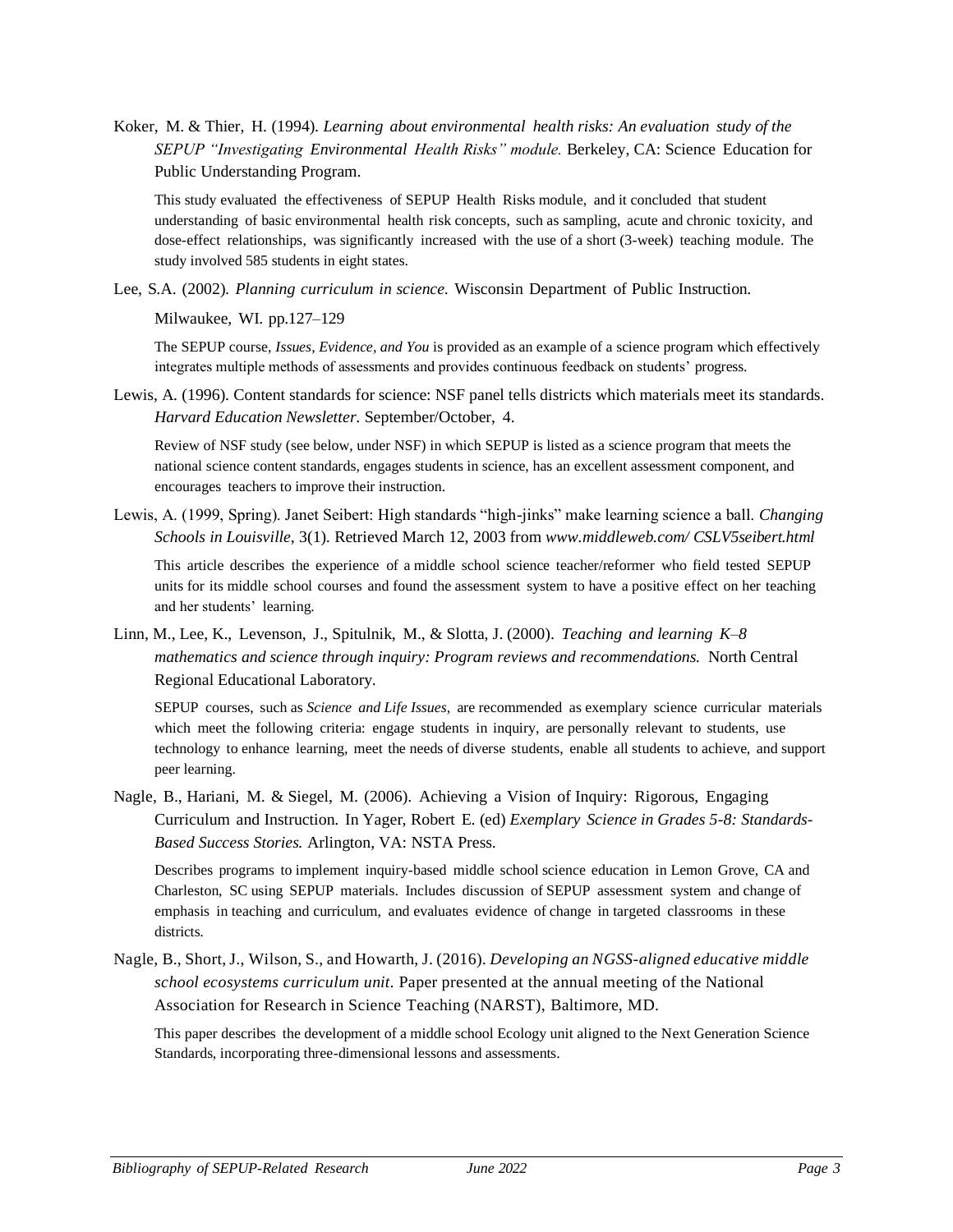Koker, M. & Thier, H. (1994). *Learning about environmental health risks: An evaluation study of the SEPUP "Investigating Environmental Health Risks" module.* Berkeley, CA: Science Education for Public Understanding Program.

This study evaluated the effectiveness of SEPUP Health Risks module, and it concluded that student understanding of basic environmental health risk concepts, such as sampling, acute and chronic toxicity, and dose-effect relationships, was significantly increased with the use of a short (3-week) teaching module. The study involved 585 students in eight states.

Lee, S.A. (2002). *Planning curriculum in science.* Wisconsin Department of Public Instruction.

Milwaukee, WI. pp.127–129

The SEPUP course, *Issues, Evidence, and You* is provided as an example of a science program which effectively integrates multiple methods of assessments and provides continuous feedback on students' progress.

Lewis, A. (1996). Content standards for science: NSF panel tells districts which materials meet its standards. *Harvard Education Newsletter*. September/October, 4.

Review of NSF study (see below, under NSF) in which SEPUP is listed as a science program that meets the national science content standards, engages students in science, has an excellent assessment component, and encourages teachers to improve their instruction.

Lewis, A. (1999, Spring). Janet Seibert: High standards "high-jinks" make learning science a ball. *Changing Schools in Louisville*, 3(1). Retrieved March 12, 2003 from *www.middleweb.com/ CSLV5seibert.html*

This article describes the experience of a middle school science teacher/reformer who field tested SEPUP units for its middle school courses and found the assessment system to have a positive effect on her teaching and her students' learning.

Linn, M., Lee, K., Levenson, J., Spitulnik, M., & Slotta, J. (2000). *Teaching and learning K–8 mathematics and science through inquiry: Program reviews and recommendations.* North Central Regional Educational Laboratory.

SEPUP courses, such as *Science and Life Issues,* are recommended as exemplary science curricular materials which meet the following criteria: engage students in inquiry, are personally relevant to students, use technology to enhance learning, meet the needs of diverse students, enable all students to achieve, and support peer learning.

Nagle, B., Hariani, M. & Siegel, M. (2006). Achieving a Vision of Inquiry: Rigorous, Engaging Curriculum and Instruction. In Yager, Robert E. (ed) *Exemplary Science in Grades 5-8: Standards-Based Success Stories.* Arlington, VA: NSTA Press.

Describes programs to implement inquiry-based middle school science education in Lemon Grove, CA and Charleston, SC using SEPUP materials. Includes discussion of SEPUP assessment system and change of emphasis in teaching and curriculum, and evaluates evidence of change in targeted classrooms in these districts.

Nagle, B., Short, J., Wilson, S., and Howarth, J. (2016). *Developing an NGSS-aligned educative middle school ecosystems curriculum unit.* Paper presented at the annual meeting of the National Association for Research in Science Teaching (NARST), Baltimore, MD.

This paper describes the development of a middle school Ecology unit aligned to the Next Generation Science Standards, incorporating three-dimensional lessons and assessments.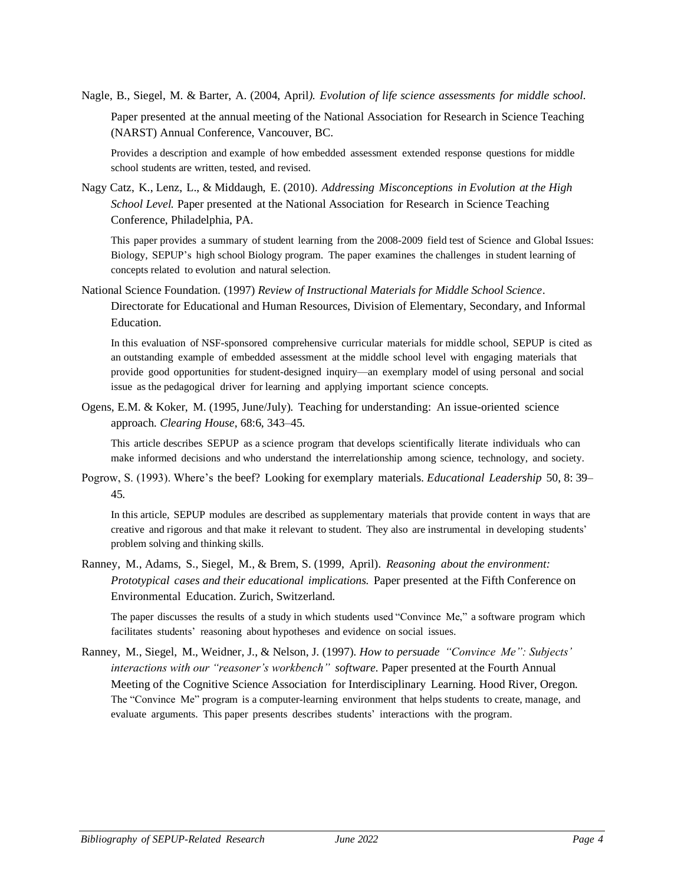Nagle, B., Siegel, M. & Barter, A. (2004, April*). Evolution of life science assessments for middle school.* Paper presented at the annual meeting of the National Association for Research in Science Teaching (NARST) Annual Conference, Vancouver, BC.

Provides a description and example of how embedded assessment extended response questions for middle school students are written, tested, and revised.

Nagy Catz, K., Lenz, L., & Middaugh, E. (2010). *Addressing Misconceptions in Evolution at the High School Level.* Paper presented at the National Association for Research in Science Teaching Conference, Philadelphia, PA.

This paper provides a summary of student learning from the 2008-2009 field test of Science and Global Issues: Biology, SEPUP's high school Biology program. The paper examines the challenges in student learning of concepts related to evolution and natural selection.

National Science Foundation. (1997) *Review of Instructional Materials for Middle School Science*. Directorate for Educational and Human Resources, Division of Elementary, Secondary, and Informal Education.

In this evaluation of NSF-sponsored comprehensive curricular materials for middle school, SEPUP is cited as an outstanding example of embedded assessment at the middle school level with engaging materials that provide good opportunities for student-designed inquiry—an exemplary model of using personal and social issue as the pedagogical driver for learning and applying important science concepts.

Ogens, E.M. & Koker, M. (1995, June/July). Teaching for understanding: An issue-oriented science approach. *Clearing House*, 68:6, 343–45.

This article describes SEPUP as a science program that develops scientifically literate individuals who can make informed decisions and who understand the interrelationship among science, technology, and society.

Pogrow, S. (1993). Where's the beef? Looking for exemplary materials. *Educational Leadership* 50, 8: 39–45.

In this article, SEPUP modules are described as supplementary materials that provide content in ways that are creative and rigorous and that make it relevant to student. They also are instrumental in developing students' problem solving and thinking skills.

Ranney, M., Adams, S., Siegel, M., & Brem, S. (1999, April). *Reasoning about the environment: Prototypical cases and their educational implications.* Paper presented at the Fifth Conference on Environmental Education. Zurich, Switzerland.

The paper discusses the results of a study in which students used "Convince Me," a software program which facilitates students' reasoning about hypotheses and evidence on social issues.

Ranney, M., Siegel, M., Weidner, J., & Nelson, J. (1997). *How to persuade "Convince Me": Subjects' interactions with our "reasoner's workbench" software.* Paper presented at the Fourth Annual Meeting of the Cognitive Science Association for Interdisciplinary Learning. Hood River, Oregon.

The "Convince Me" program is a computer-learning environment that helps students to create, manage, and evaluate arguments. This paper presents describes students' interactions with the program.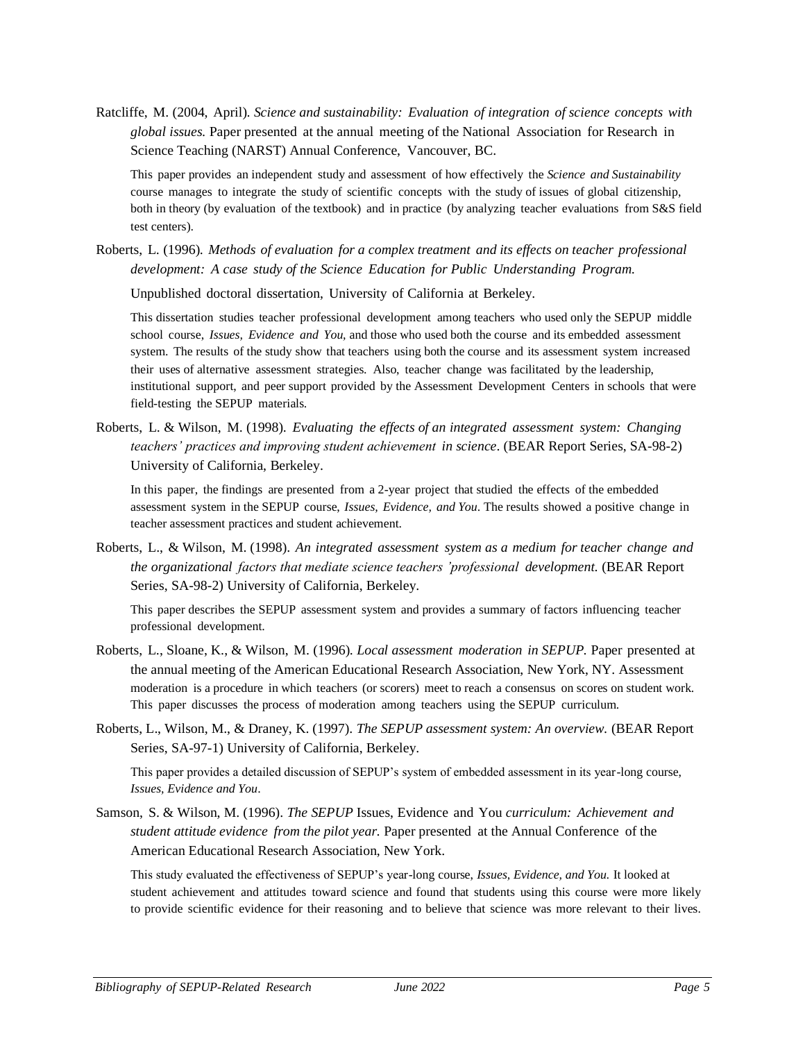Ratcliffe, M. (2004, April). *Science and sustainability: Evaluation of integration of science concepts with global issues.* Paper presented at the annual meeting of the National Association for Research in Science Teaching (NARST) Annual Conference, Vancouver, BC.

This paper provides an independent study and assessment of how effectively the *Science and Sustainability* course manages to integrate the study of scientific concepts with the study of issues of global citizenship, both in theory (by evaluation of the textbook) and in practice (by analyzing teacher evaluations from S&S field test centers).

Roberts, L. (1996). *Methods of evaluation for a complex treatment and its effects on teacher professional development: A case study of the Science Education for Public Understanding Program.*

Unpublished doctoral dissertation, University of California at Berkeley.

This dissertation studies teacher professional development among teachers who used only the SEPUP middle school course, *Issues, Evidence and You*, and those who used both the course and its embedded assessment system. The results of the study show that teachers using both the course and its assessment system increased their uses of alternative assessment strategies. Also, teacher change was facilitated by the leadership, institutional support, and peer support provided by the Assessment Development Centers in schools that were field-testing the SEPUP materials.

Roberts, L. & Wilson, M. (1998). *Evaluating the effects of an integrated assessment system: Changing teachers' practices and improving student achievement in science*. (BEAR Report Series, SA-98-2) University of California, Berkeley.

In this paper, the findings are presented from a 2-year project that studied the effects of the embedded assessment system in the SEPUP course, *Issues, Evidence, and You*. The results showed a positive change in teacher assessment practices and student achievement.

Roberts, L., & Wilson, M. (1998). *An integrated assessment system as a medium for teacher change and the organizational factors that mediate science teachers 'professional development.* (BEAR Report Series, SA-98-2) University of California, Berkeley.

This paper describes the SEPUP assessment system and provides a summary of factors influencing teacher professional development.

Roberts, L., Sloane, K., & Wilson, M. (1996). *Local assessment moderation in SEPUP.* Paper presented at the annual meeting of the American Educational Research Association, New York, NY. Assessment moderation is a procedure in which teachers (or scorers) meet to reach a consensus on scores on student work. This paper discusses the process of moderation among teachers using the SEPUP curriculum.

Roberts, L., Wilson, M., & Draney, K. (1997). *The SEPUP assessment system: An overview.* (BEAR Report Series, SA-97-1) University of California, Berkeley.

This paper provides a detailed discussion of SEPUP's system of embedded assessment in its year-long course, *Issues, Evidence and You*.

Samson, S. & Wilson, M. (1996). *The SEPUP* Issues, Evidence and You *curriculum: Achievement and student attitude evidence from the pilot year.* Paper presented at the Annual Conference of the American Educational Research Association, New York.

This study evaluated the effectiveness of SEPUP's year-long course, *Issues, Evidence, and You.* It looked at student achievement and attitudes toward science and found that students using this course were more likely to provide scientific evidence for their reasoning and to believe that science was more relevant to their lives.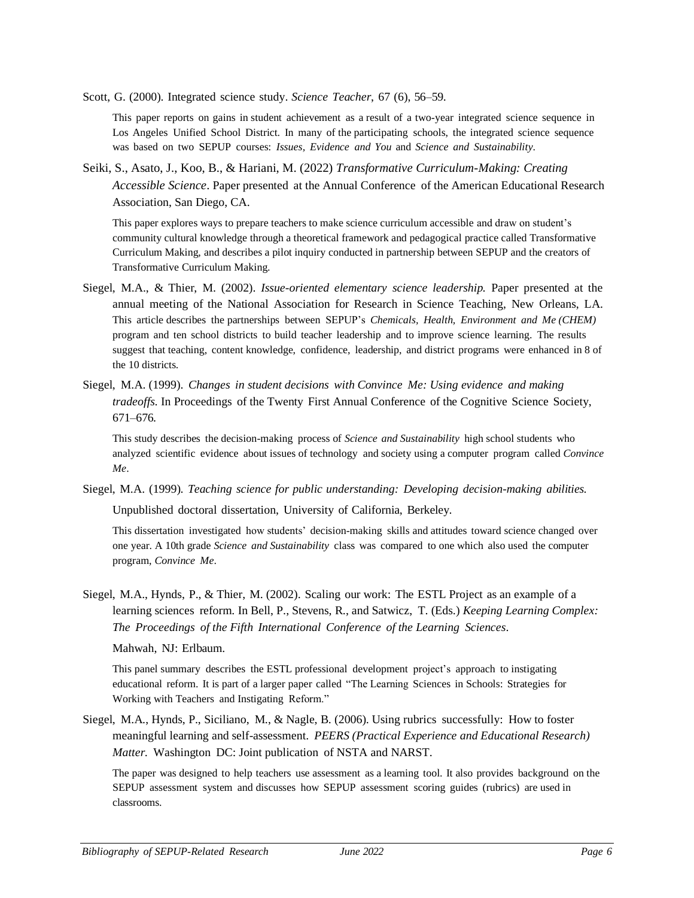Scott, G. (2000). Integrated science study. *Science Teacher*, 67 (6), 56–59.

This paper reports on gains in student achievement as a result of a two-year integrated science sequence in Los Angeles Unified School District. In many of the participating schools, the integrated science sequence was based on two SEPUP courses: *Issues, Evidence and You* and *Science and Sustainability*.

Seiki, S., Asato, J., Koo, B., & Hariani, M. (2022) *Transformative Curriculum-Making: Creating Accessible Science*. Paper presented at the Annual Conference of the American Educational Research Association, San Diego, CA.

This paper explores ways to prepare teachers to make science curriculum accessible and draw on student's community cultural knowledge through a theoretical framework and pedagogical practice called Transformative Curriculum Making, and describes a pilot inquiry conducted in partnership between SEPUP and the creators of Transformative Curriculum Making.

Siegel, M.A., & Thier, M. (2002). *Issue-oriented elementary science leadership.* Paper presented at the annual meeting of the National Association for Research in Science Teaching, New Orleans, LA. This article describes the partnerships between SEPUP's *Chemicals, Health, Environment and Me (CHEM)* program and ten school districts to build teacher leadership and to improve science learning. The results suggest that teaching, content knowledge, confidence, leadership, and district programs were enhanced in 8 of the 10 districts.

Siegel, M.A. (1999). *Changes in student decisions with Convince Me: Using evidence and making tradeoffs*. In Proceedings of the Twenty First Annual Conference of the Cognitive Science Society, 671–676.

This study describes the decision-making process of *Science and Sustainability* high school students who analyzed scientific evidence about issues of technology and society using a computer program called *Convince Me*.

Siegel, M.A. (1999). *Teaching science for public understanding: Developing decision-making abilities.* Unpublished doctoral dissertation, University of California, Berkeley.

This dissertation investigated how students' decision-making skills and attitudes toward science changed over one year. A 10th grade *Science and Sustainability* class was compared to one which also used the computer program, *Convince Me*.

Siegel, M.A., Hynds, P., & Thier, M. (2002). Scaling our work: The ESTL Project as an example of a learning sciences reform. In Bell, P., Stevens, R., and Satwicz, T. (Eds.) *Keeping Learning Complex: The Proceedings of the Fifth International Conference of the Learning Sciences*. Mahwah, NJ: Erlbaum.

This panel summary describes the ESTL professional development project's approach to instigating educational reform. It is part of a larger paper called "The Learning Sciences in Schools: Strategies for Working with Teachers and Instigating Reform."

Siegel, M.A., Hynds, P., Siciliano, M., & Nagle, B. (2006). Using rubrics successfully: How to foster meaningful learning and self-assessment. *PEERS (Practical Experience and Educational Research) Matter.* Washington DC: Joint publication of NSTA and NARST.

The paper was designed to help teachers use assessment as a learning tool. It also provides background on the SEPUP assessment system and discusses how SEPUP assessment scoring guides (rubrics) are used in classrooms.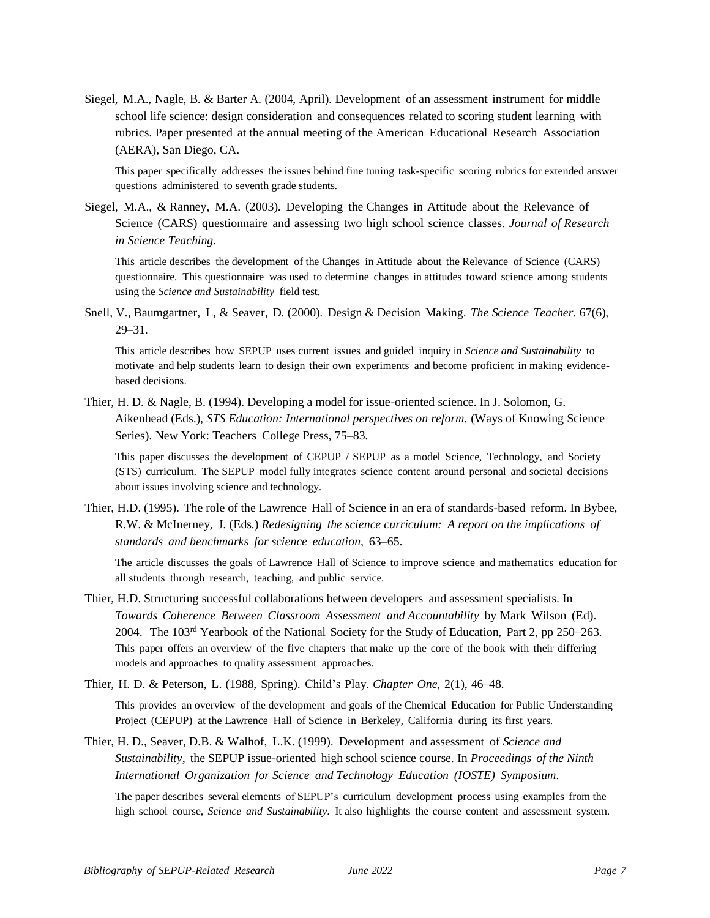Siegel, M.A., Nagle, B. & Barter A. (2004, April). Development of an assessment instrument for middle school life science: design consideration and consequences related to scoring student learning with rubrics. Paper presented at the annual meeting of the American Educational Research Association (AERA), San Diego, CA.

This paper specifically addresses the issues behind fine tuning task-specific scoring rubrics for extended answer questions administered to seventh grade students.

Siegel, M.A., & Ranney, M.A. (2003). Developing the Changes in Attitude about the Relevance of Science (CARS) questionnaire and assessing two high school science classes. *Journal of Research in Science Teaching.*

This article describes the development of the Changes in Attitude about the Relevance of Science (CARS) questionnaire. This questionnaire was used to determine changes in attitudes toward science among students using the *Science and Sustainability* field test.

Snell, V., Baumgartner, L, & Seaver, D. (2000). Design & Decision Making. *The Science Teacher*. 67(6), 29–31.

This article describes how SEPUP uses current issues and guided inquiry in *Science and Sustainability* to motivate and help students learn to design their own experiments and become proficient in making evidence-based decisions.

Thier, H. D. & Nagle, B. (1994). Developing a model for issue-oriented science. In J. Solomon, G. Aikenhead (Eds.), *STS Education: International perspectives on reform.* (Ways of Knowing Science Series). New York: Teachers College Press, 75–83.

This paper discusses the development of CEPUP / SEPUP as a model Science, Technology, and Society (STS) curriculum. The SEPUP model fully integrates science content around personal and societal decisions about issues involving science and technology.

Thier, H.D. (1995). The role of the Lawrence Hall of Science in an era of standards-based reform. In Bybee, R.W. & McInerney, J. (Eds.) *Redesigning the science curriculum: A report on the implications of standards and benchmarks for science education,* 63–65.

The article discusses the goals of Lawrence Hall of Science to improve science and mathematics education for all students through research, teaching, and public service.

Thier, H.D. Structuring successful collaborations between developers and assessment specialists. In *Towards Coherence Between Classroom Assessment and Accountability* by Mark Wilson (Ed). 2004. The 103rd Yearbook of the National Society for the Study of Education, Part 2, pp 250–263.
This paper offers an overview of the five chapters that make up the core of the book with their differing models and approaches to quality assessment approaches.

Thier, H. D. & Peterson, L. (1988, Spring). Child's Play. *Chapter One*, 2(1), 46–48.

This provides an overview of the development and goals of the Chemical Education for Public Understanding Project (CEPUP) at the Lawrence Hall of Science in Berkeley, California during its first years.

Thier, H. D., Seaver, D.B. & Walhof, L.K. (1999). Development and assessment of *Science and Sustainability*, the SEPUP issue-oriented high school science course. In *Proceedings of the Ninth International Organization for Science and Technology Education (IOSTE) Symposium*.

The paper describes several elements of SEPUP's curriculum development process using examples from the high school course, *Science and Sustainability.* It also highlights the course content and assessment system.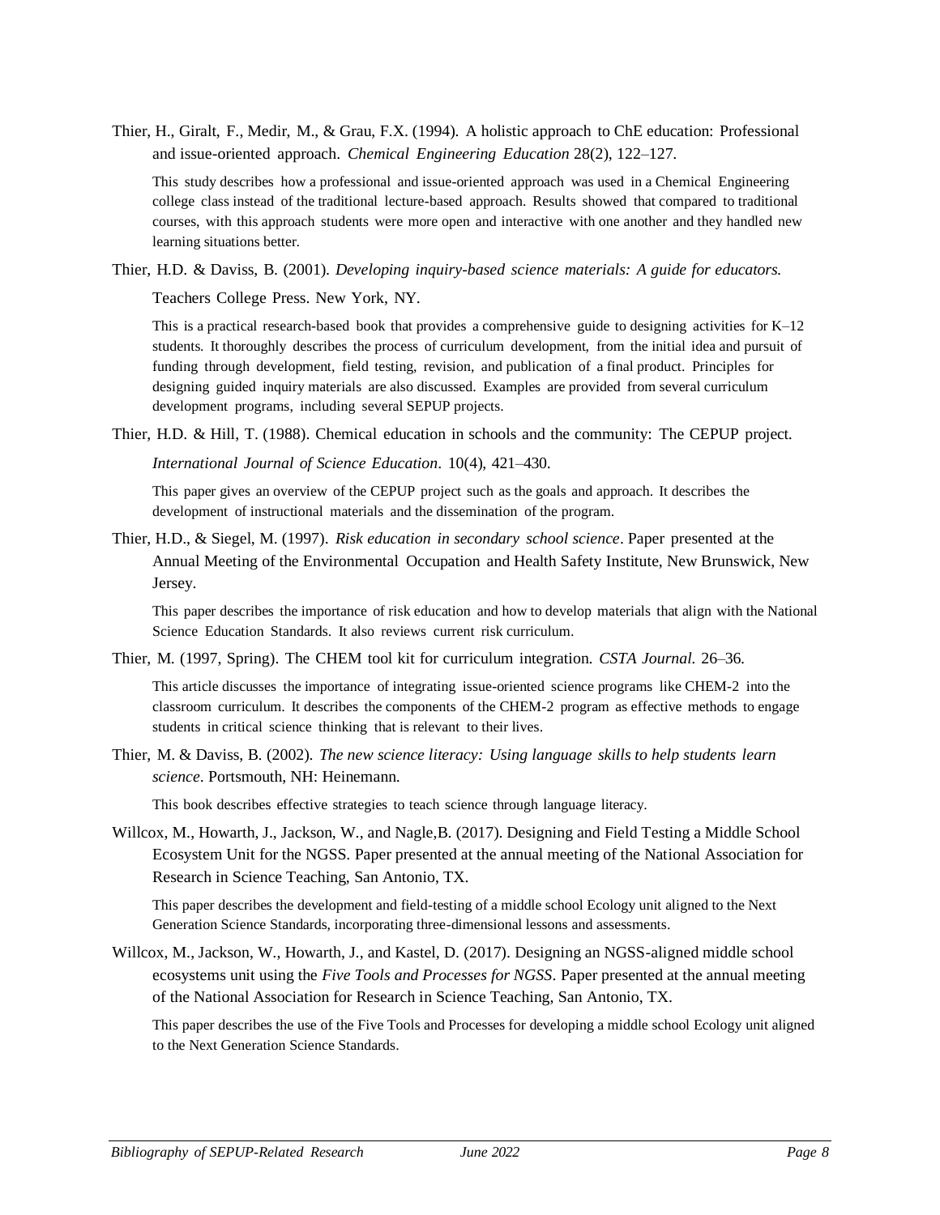Thier, H., Giralt, F., Medir, M., & Grau, F.X. (1994). A holistic approach to ChE education: Professional and issue-oriented approach. *Chemical Engineering Education* 28(2), 122–127.

This study describes how a professional and issue-oriented approach was used in a Chemical Engineering college class instead of the traditional lecture-based approach. Results showed that compared to traditional courses, with this approach students were more open and interactive with one another and they handled new learning situations better.

Thier, H.D. & Daviss, B. (2001). *Developing inquiry-based science materials: A guide for educators.* Teachers College Press. New York, NY.

This is a practical research-based book that provides a comprehensive guide to designing activities for K–12 students. It thoroughly describes the process of curriculum development, from the initial idea and pursuit of funding through development, field testing, revision, and publication of a final product. Principles for designing guided inquiry materials are also discussed. Examples are provided from several curriculum development programs, including several SEPUP projects.

Thier, H.D. & Hill, T. (1988). Chemical education in schools and the community: The CEPUP project. *International Journal of Science Education*. 10(4), 421–430.

This paper gives an overview of the CEPUP project such as the goals and approach. It describes the development of instructional materials and the dissemination of the program.

Thier, H.D., & Siegel, M. (1997). *Risk education in secondary school science*. Paper presented at the Annual Meeting of the Environmental Occupation and Health Safety Institute, New Brunswick, New Jersey.

This paper describes the importance of risk education and how to develop materials that align with the National Science Education Standards. It also reviews current risk curriculum.

Thier, M. (1997, Spring). The CHEM tool kit for curriculum integration. *CSTA Journal*. 26–36.

This article discusses the importance of integrating issue-oriented science programs like CHEM-2 into the classroom curriculum. It describes the components of the CHEM-2 program as effective methods to engage students in critical science thinking that is relevant to their lives.

Thier, M. & Daviss, B. (2002). *The new science literacy: Using language skills to help students learn science*. Portsmouth, NH: Heinemann.

This book describes effective strategies to teach science through language literacy.

Willcox, M., Howarth, J., Jackson, W., and Nagle,B. (2017). Designing and Field Testing a Middle School Ecosystem Unit for the NGSS. Paper presented at the annual meeting of the National Association for Research in Science Teaching, San Antonio, TX.

This paper describes the development and field-testing of a middle school Ecology unit aligned to the Next Generation Science Standards, incorporating three-dimensional lessons and assessments.

Willcox, M., Jackson, W., Howarth, J., and Kastel, D. (2017). Designing an NGSS-aligned middle school ecosystems unit using the *Five Tools and Processes for NGSS*. Paper presented at the annual meeting of the National Association for Research in Science Teaching, San Antonio, TX.

This paper describes the use of the Five Tools and Processes for developing a middle school Ecology unit aligned to the Next Generation Science Standards.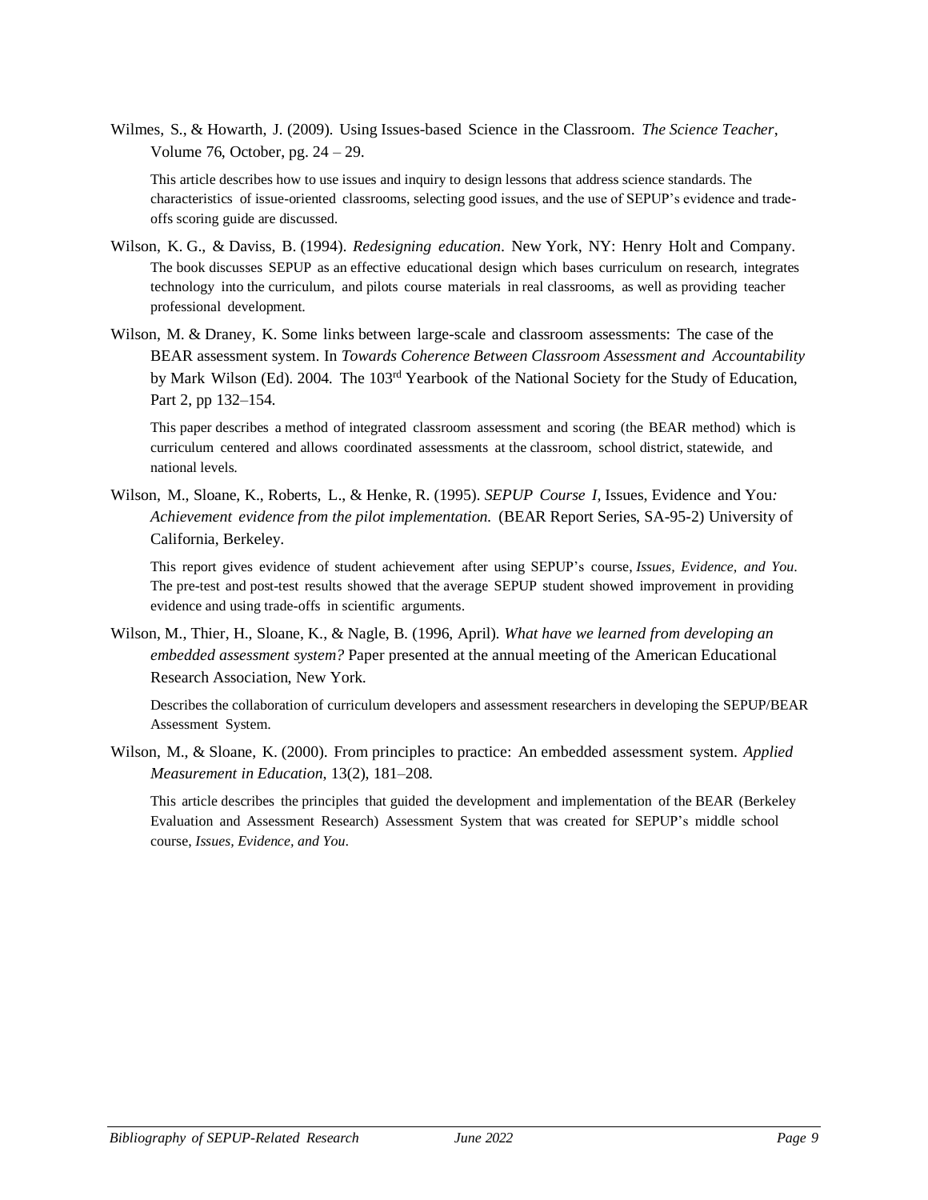Wilmes, S., & Howarth, J. (2009). Using Issues-based Science in the Classroom. *The Science Teacher*, Volume 76, October, pg. 24 – 29.

This article describes how to use issues and inquiry to design lessons that address science standards. The characteristics of issue-oriented classrooms, selecting good issues, and the use of SEPUP's evidence and trade-offs scoring guide are discussed.

Wilson, K. G., & Daviss, B. (1994). *Redesigning education*. New York, NY: Henry Holt and Company.

The book discusses SEPUP as an effective educational design which bases curriculum on research, integrates technology into the curriculum, and pilots course materials in real classrooms, as well as providing teacher professional development.

Wilson, M. & Draney, K. Some links between large-scale and classroom assessments: The case of the BEAR assessment system. In *Towards Coherence Between Classroom Assessment and Accountability* by Mark Wilson (Ed). 2004. The 103rd Yearbook of the National Society for the Study of Education, Part 2, pp 132–154.

This paper describes a method of integrated classroom assessment and scoring (the BEAR method) which is curriculum centered and allows coordinated assessments at the classroom, school district, statewide, and national levels.

Wilson, M., Sloane, K., Roberts, L., & Henke, R. (1995). *SEPUP Course I,* Issues, Evidence and You*: Achievement evidence from the pilot implementation.* (BEAR Report Series, SA-95-2) University of California, Berkeley.

This report gives evidence of student achievement after using SEPUP's course, *Issues, Evidence, and You*. The pre-test and post-test results showed that the average SEPUP student showed improvement in providing evidence and using trade-offs in scientific arguments.

Wilson, M., Thier, H., Sloane, K., & Nagle, B. (1996, April). *What have we learned from developing an embedded assessment system?* Paper presented at the annual meeting of the American Educational Research Association, New York.

Describes the collaboration of curriculum developers and assessment researchers in developing the SEPUP/BEAR Assessment System.

Wilson, M., & Sloane, K. (2000). From principles to practice: An embedded assessment system. *Applied Measurement in Education*, 13(2), 181–208.

This article describes the principles that guided the development and implementation of the BEAR (Berkeley Evaluation and Assessment Research) Assessment System that was created for SEPUP's middle school course, *Issues, Evidence, and You*.